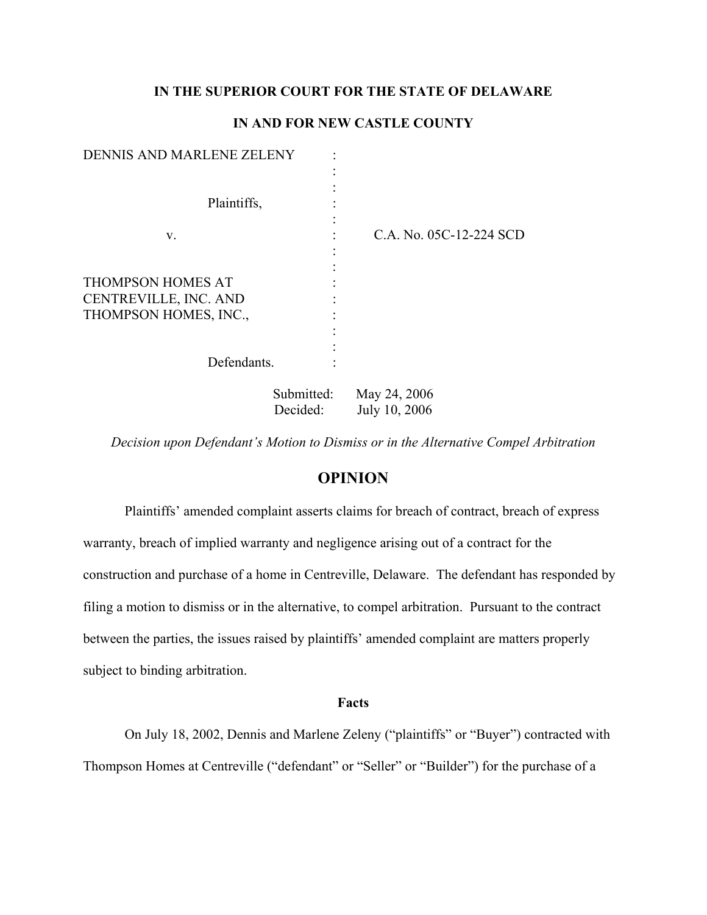**IN THE SUPERIOR COURT FOR THE STATE OF DELAWARE**

**IN AND FOR NEW CASTLE COUNTY**

| | | |
|---|---|---|
| DENNIS AND MARLENE ZELENY | : | |
| Plaintiffs, | : | |
| v. | : | C.A. No. 05C-12-224 SCD |
| THOMPSON HOMES AT CENTREVILLE, INC. AND THOMPSON HOMES, INC., | : | |
| Defendants. | : | |

Submitted: May 24, 2006
Decided: July 10, 2006

*Decision upon Defendant's Motion to Dismiss or in the Alternative Compel Arbitration*

## OPINION

Plaintiffs' amended complaint asserts claims for breach of contract, breach of express warranty, breach of implied warranty and negligence arising out of a contract for the construction and purchase of a home in Centreville, Delaware. The defendant has responded by filing a motion to dismiss or in the alternative, to compel arbitration. Pursuant to the contract between the parties, the issues raised by plaintiffs' amended complaint are matters properly subject to binding arbitration.

### Facts

On July 18, 2002, Dennis and Marlene Zeleny ("plaintiffs" or "Buyer") contracted with Thompson Homes at Centreville ("defendant" or "Seller" or "Builder") for the purchase of a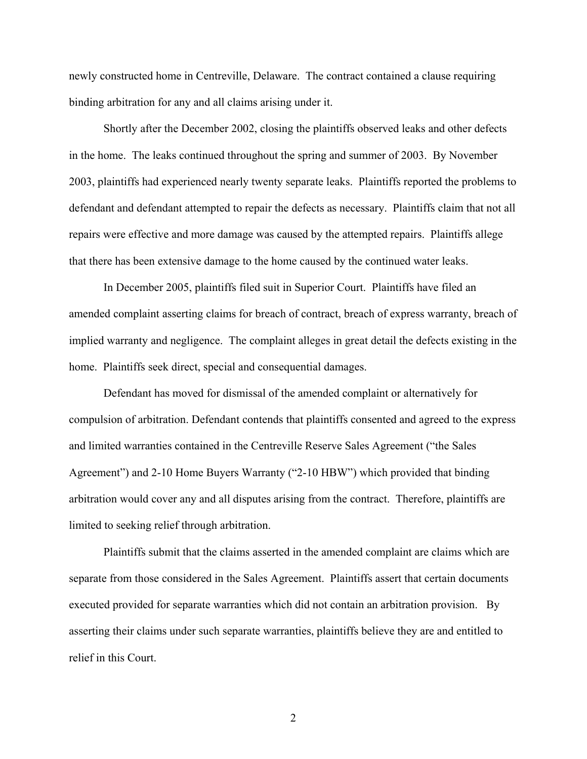newly constructed home in Centreville, Delaware. The contract contained a clause requiring binding arbitration for any and all claims arising under it.

Shortly after the December 2002, closing the plaintiffs observed leaks and other defects in the home. The leaks continued throughout the spring and summer of 2003. By November 2003, plaintiffs had experienced nearly twenty separate leaks. Plaintiffs reported the problems to defendant and defendant attempted to repair the defects as necessary. Plaintiffs claim that not all repairs were effective and more damage was caused by the attempted repairs. Plaintiffs allege that there has been extensive damage to the home caused by the continued water leaks.

In December 2005, plaintiffs filed suit in Superior Court. Plaintiffs have filed an amended complaint asserting claims for breach of contract, breach of express warranty, breach of implied warranty and negligence. The complaint alleges in great detail the defects existing in the home. Plaintiffs seek direct, special and consequential damages.

Defendant has moved for dismissal of the amended complaint or alternatively for compulsion of arbitration. Defendant contends that plaintiffs consented and agreed to the express and limited warranties contained in the Centreville Reserve Sales Agreement ("the Sales Agreement") and 2-10 Home Buyers Warranty ("2-10 HBW") which provided that binding arbitration would cover any and all disputes arising from the contract. Therefore, plaintiffs are limited to seeking relief through arbitration.

Plaintiffs submit that the claims asserted in the amended complaint are claims which are separate from those considered in the Sales Agreement. Plaintiffs assert that certain documents executed provided for separate warranties which did not contain an arbitration provision. By asserting their claims under such separate warranties, plaintiffs believe they are and entitled to relief in this Court.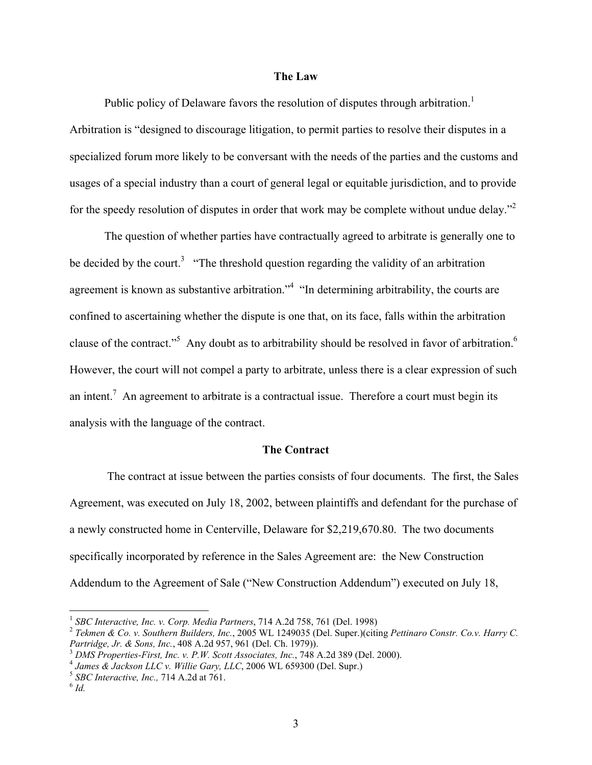## The Law

Public policy of Delaware favors the resolution of disputes through arbitration.[1] Arbitration is "designed to discourage litigation, to permit parties to resolve their disputes in a specialized forum more likely to be conversant with the needs of the parties and the customs and usages of a special industry than a court of general legal or equitable jurisdiction, and to provide for the speedy resolution of disputes in order that work may be complete without undue delay."[2]

The question of whether parties have contractually agreed to arbitrate is generally one to be decided by the court.[3] "The threshold question regarding the validity of an arbitration agreement is known as substantive arbitration."[4] "In determining arbitrability, the courts are confined to ascertaining whether the dispute is one that, on its face, falls within the arbitration clause of the contract."[5] Any doubt as to arbitrability should be resolved in favor of arbitration.[6] However, the court will not compel a party to arbitrate, unless there is a clear expression of such an intent.[7] An agreement to arbitrate is a contractual issue. Therefore a court must begin its analysis with the language of the contract.

## The Contract

The contract at issue between the parties consists of four documents. The first, the Sales Agreement, was executed on July 18, 2002, between plaintiffs and defendant for the purchase of a newly constructed home in Centerville, Delaware for $2,219,670.80. The two documents specifically incorporated by reference in the Sales Agreement are: the New Construction Addendum to the Agreement of Sale ("New Construction Addendum") executed on July 18,

---

[1] *SBC Interactive, Inc. v. Corp. Media Partners*, 714 A.2d 758, 761 (Del. 1998)

[2] *Tekmen & Co. v. Southern Builders, Inc.*, 2005 WL 1249035 (Del. Super.)(citing *Pettinaro Constr. Co.v. Harry C. Partridge, Jr. & Sons, Inc.*, 408 A.2d 957, 961 (Del. Ch. 1979)).

[3] *DMS Properties-First, Inc. v. P.W. Scott Associates, Inc.*, 748 A.2d 389 (Del. 2000).

[4] *James & Jackson LLC v. Willie Gary, LLC*, 2006 WL 659300 (Del. Supr.)

[5] *SBC Interactive, Inc.,* 714 A.2d at 761.

[6] *Id.*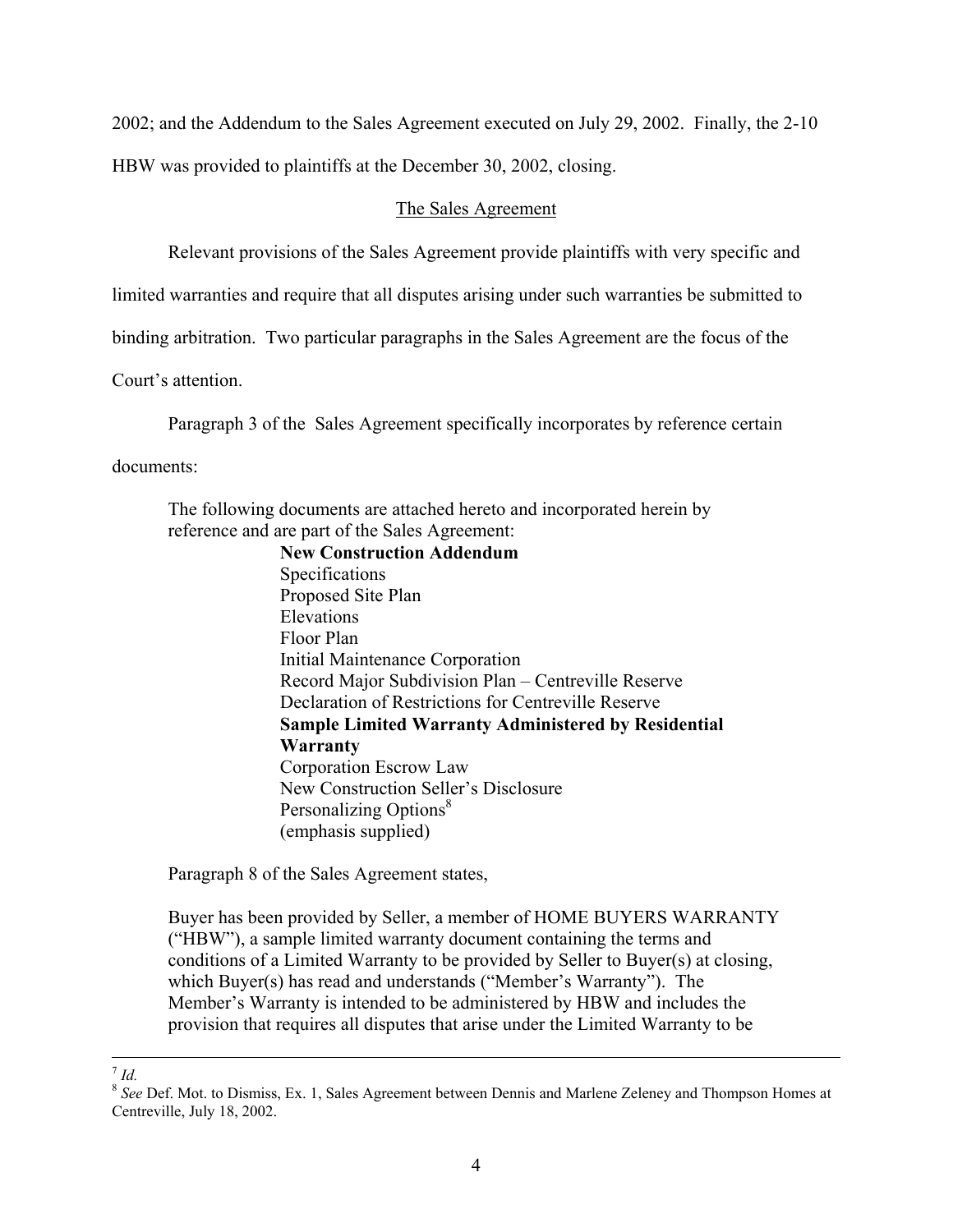2002; and the Addendum to the Sales Agreement executed on July 29, 2002. Finally, the 2-10 HBW was provided to plaintiffs at the December 30, 2002, closing.

## The Sales Agreement

Relevant provisions of the Sales Agreement provide plaintiffs with very specific and limited warranties and require that all disputes arising under such warranties be submitted to binding arbitration. Two particular paragraphs in the Sales Agreement are the focus of the Court's attention.

Paragraph 3 of the Sales Agreement specifically incorporates by reference certain documents:

> The following documents are attached hereto and incorporated herein by reference and are part of the Sales Agreement:
>
> **New Construction Addendum**
> Specifications
> Proposed Site Plan
> Elevations
> Floor Plan
> Initial Maintenance Corporation
> Record Major Subdivision Plan – Centreville Reserve
> Declaration of Restrictions for Centreville Reserve
> **Sample Limited Warranty Administered by Residential Warranty**
> Corporation Escrow Law
> New Construction Seller's Disclosure
> Personalizing Options[8]
> (emphasis supplied)

Paragraph 8 of the Sales Agreement states,

> Buyer has been provided by Seller, a member of HOME BUYERS WARRANTY ("HBW"), a sample limited warranty document containing the terms and conditions of a Limited Warranty to be provided by Seller to Buyer(s) at closing, which Buyer(s) has read and understands ("Member's Warranty"). The Member's Warranty is intended to be administered by HBW and includes the provision that requires all disputes that arise under the Limited Warranty to be

---

[7] *Id.*

[8] *See* Def. Mot. to Dismiss, Ex. 1, Sales Agreement between Dennis and Marlene Zeleney and Thompson Homes at Centreville, July 18, 2002.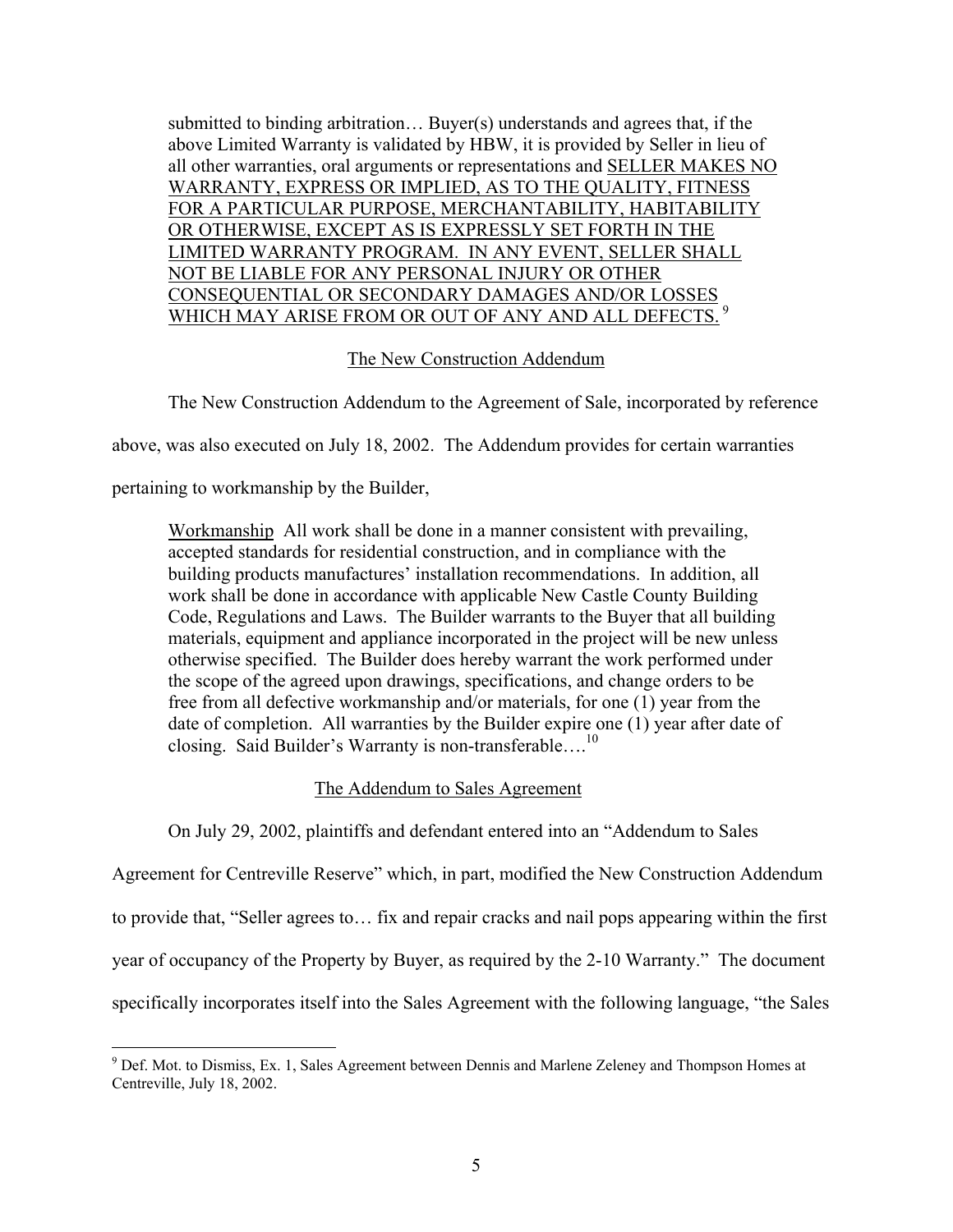> submitted to binding arbitration… Buyer(s) understands and agrees that, if the above Limited Warranty is validated by HBW, it is provided by Seller in lieu of all other warranties, oral arguments or representations and <u>SELLER MAKES NO WARRANTY, EXPRESS OR IMPLIED, AS TO THE QUALITY, FITNESS FOR A PARTICULAR PURPOSE, MERCHANTABILITY, HABITABILITY OR OTHERWISE, EXCEPT AS IS EXPRESSLY SET FORTH IN THE LIMITED WARRANTY PROGRAM. IN ANY EVENT, SELLER SHALL NOT BE LIABLE FOR ANY PERSONAL INJURY OR OTHER CONSEQUENTIAL OR SECONDARY DAMAGES AND/OR LOSSES WHICH MAY ARISE FROM OR OUT OF ANY AND ALL DEFECTS.</u> [9]

## The New Construction Addendum

The New Construction Addendum to the Agreement of Sale, incorporated by reference above, was also executed on July 18, 2002. The Addendum provides for certain warranties pertaining to workmanship by the Builder,

> <u>Workmanship</u> All work shall be done in a manner consistent with prevailing, accepted standards for residential construction, and in compliance with the building products manufactures' installation recommendations. In addition, all work shall be done in accordance with applicable New Castle County Building Code, Regulations and Laws. The Builder warrants to the Buyer that all building materials, equipment and appliance incorporated in the project will be new unless otherwise specified. The Builder does hereby warrant the work performed under the scope of the agreed upon drawings, specifications, and change orders to be free from all defective workmanship and/or materials, for one (1) year from the date of completion. All warranties by the Builder expire one (1) year after date of closing. Said Builder's Warranty is non-transferable….[10]

## The Addendum to Sales Agreement

On July 29, 2002, plaintiffs and defendant entered into an "Addendum to Sales Agreement for Centreville Reserve" which, in part, modified the New Construction Addendum to provide that, "Seller agrees to… fix and repair cracks and nail pops appearing within the first year of occupancy of the Property by Buyer, as required by the 2-10 Warranty." The document specifically incorporates itself into the Sales Agreement with the following language, "the Sales

---

[9] Def. Mot. to Dismiss, Ex. 1, Sales Agreement between Dennis and Marlene Zeleney and Thompson Homes at Centreville, July 18, 2002.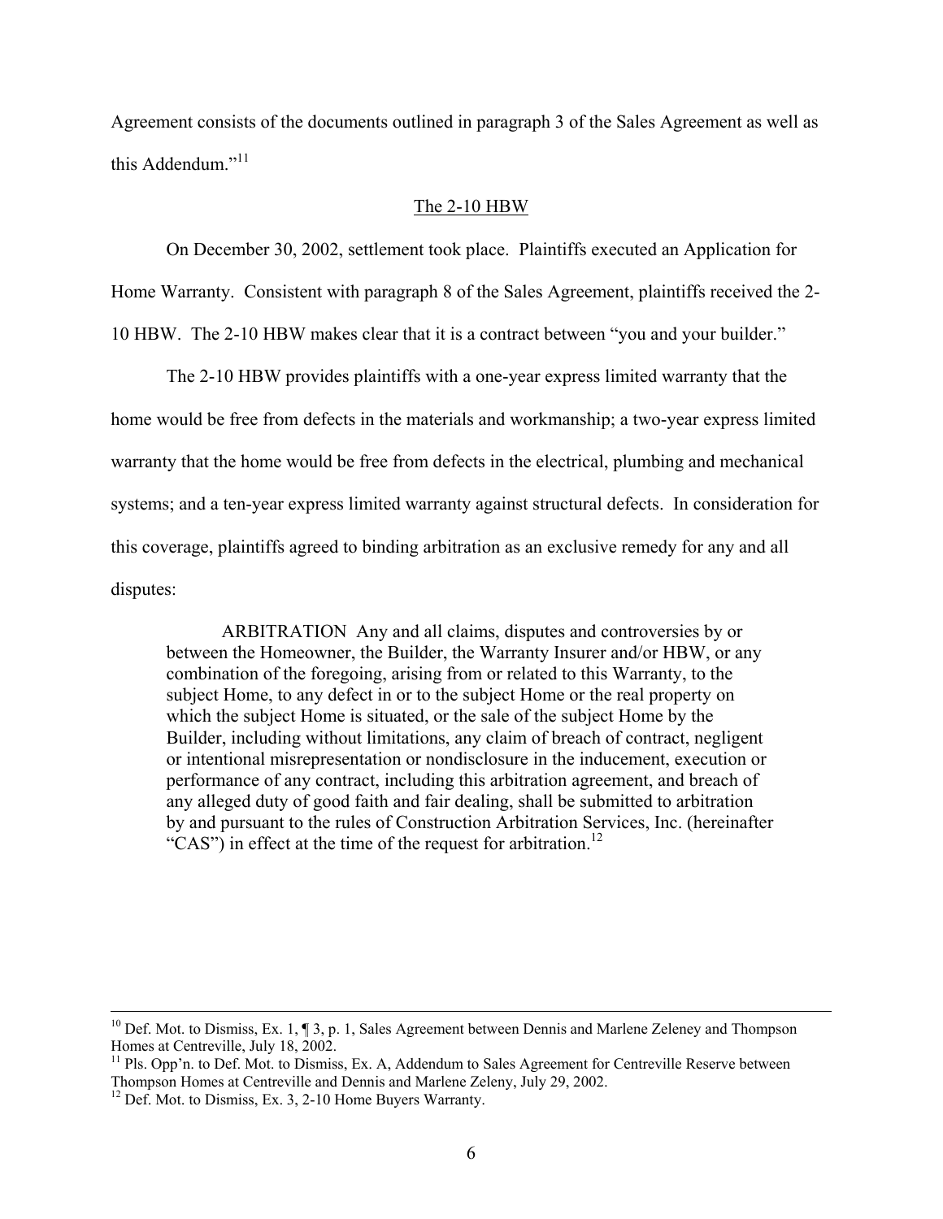Agreement consists of the documents outlined in paragraph 3 of the Sales Agreement as well as this Addendum."[11]

## The 2-10 HBW

On December 30, 2002, settlement took place. Plaintiffs executed an Application for Home Warranty. Consistent with paragraph 8 of the Sales Agreement, plaintiffs received the 2-10 HBW. The 2-10 HBW makes clear that it is a contract between "you and your builder."

The 2-10 HBW provides plaintiffs with a one-year express limited warranty that the home would be free from defects in the materials and workmanship; a two-year express limited warranty that the home would be free from defects in the electrical, plumbing and mechanical systems; and a ten-year express limited warranty against structural defects. In consideration for this coverage, plaintiffs agreed to binding arbitration as an exclusive remedy for any and all disputes:

> ARBITRATION Any and all claims, disputes and controversies by or between the Homeowner, the Builder, the Warranty Insurer and/or HBW, or any combination of the foregoing, arising from or related to this Warranty, to the subject Home, to any defect in or to the subject Home or the real property on which the subject Home is situated, or the sale of the subject Home by the Builder, including without limitations, any claim of breach of contract, negligent or intentional misrepresentation or nondisclosure in the inducement, execution or performance of any contract, including this arbitration agreement, and breach of any alleged duty of good faith and fair dealing, shall be submitted to arbitration by and pursuant to the rules of Construction Arbitration Services, Inc. (hereinafter "CAS") in effect at the time of the request for arbitration.[12]

---

[10] Def. Mot. to Dismiss, Ex. 1, ¶ 3, p. 1, Sales Agreement between Dennis and Marlene Zeleney and Thompson Homes at Centreville, July 18, 2002.

[11] Pls. Opp'n. to Def. Mot. to Dismiss, Ex. A, Addendum to Sales Agreement for Centreville Reserve between Thompson Homes at Centreville and Dennis and Marlene Zeleny, July 29, 2002.

[12] Def. Mot. to Dismiss, Ex. 3, 2-10 Home Buyers Warranty.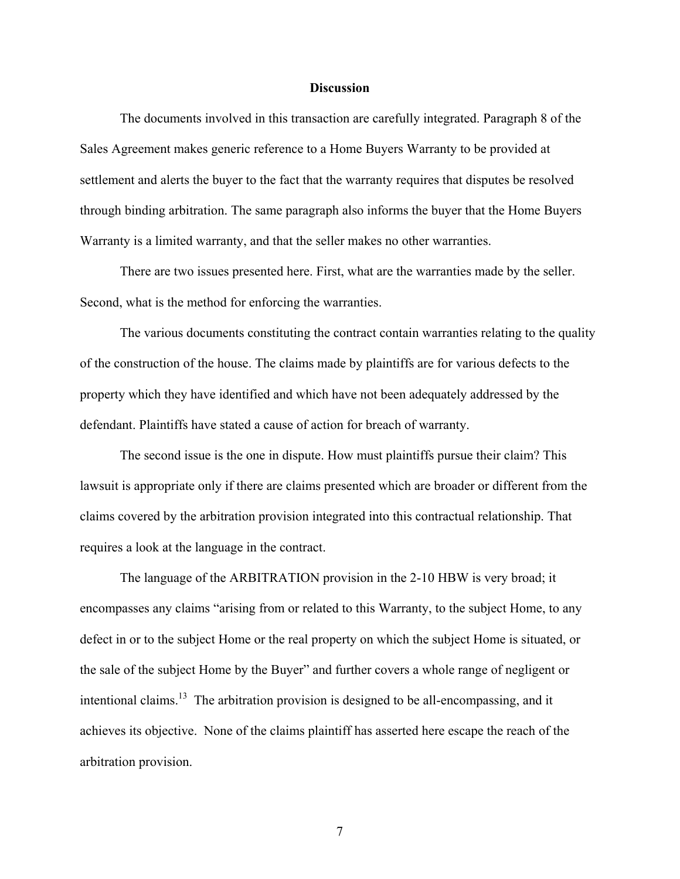## Discussion

The documents involved in this transaction are carefully integrated. Paragraph 8 of the Sales Agreement makes generic reference to a Home Buyers Warranty to be provided at settlement and alerts the buyer to the fact that the warranty requires that disputes be resolved through binding arbitration. The same paragraph also informs the buyer that the Home Buyers Warranty is a limited warranty, and that the seller makes no other warranties.

There are two issues presented here. First, what are the warranties made by the seller. Second, what is the method for enforcing the warranties.

The various documents constituting the contract contain warranties relating to the quality of the construction of the house. The claims made by plaintiffs are for various defects to the property which they have identified and which have not been adequately addressed by the defendant. Plaintiffs have stated a cause of action for breach of warranty.

The second issue is the one in dispute. How must plaintiffs pursue their claim? This lawsuit is appropriate only if there are claims presented which are broader or different from the claims covered by the arbitration provision integrated into this contractual relationship. That requires a look at the language in the contract.

The language of the ARBITRATION provision in the 2-10 HBW is very broad; it encompasses any claims "arising from or related to this Warranty, to the subject Home, to any defect in or to the subject Home or the real property on which the subject Home is situated, or the sale of the subject Home by the Buyer" and further covers a whole range of negligent or intentional claims.[13] The arbitration provision is designed to be all-encompassing, and it achieves its objective. None of the claims plaintiff has asserted here escape the reach of the arbitration provision.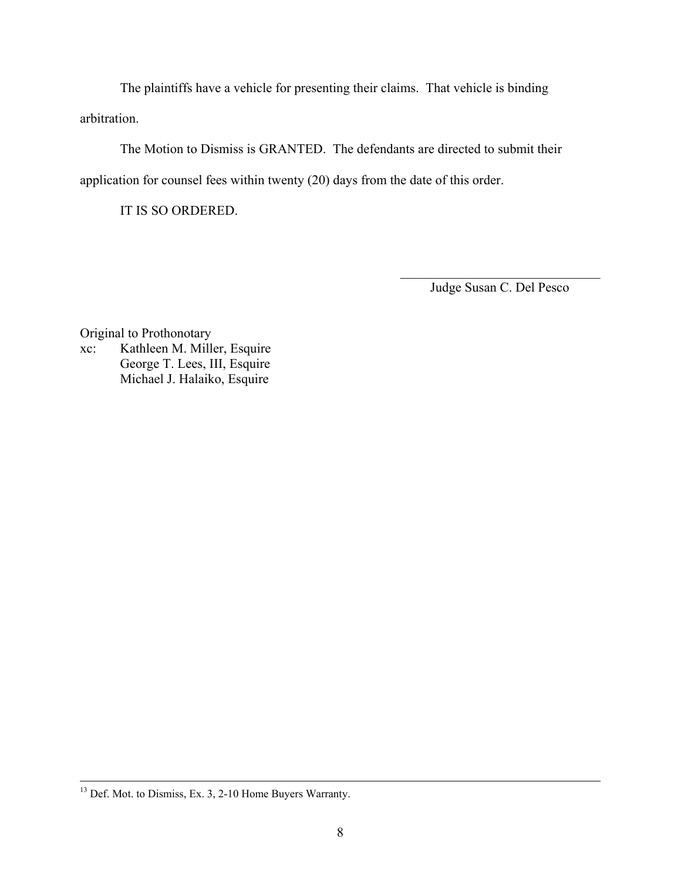The plaintiffs have a vehicle for presenting their claims. That vehicle is binding arbitration.

The Motion to Dismiss is GRANTED. The defendants are directed to submit their application for counsel fees within twenty (20) days from the date of this order.

IT IS SO ORDERED.

\_\_\_\_\_\_\_\_\_\_\_\_\_\_\_\_\_\_\_\_\_\_\_\_\_\_\_\_\_\_\_

Judge Susan C. Del Pesco

Original to Prothonotary

xc: Kathleen M. Miller, Esquire
George T. Lees, III, Esquire
Michael J. Halaiko, Esquire

---

[13] Def. Mot. to Dismiss, Ex. 3, 2-10 Home Buyers Warranty.